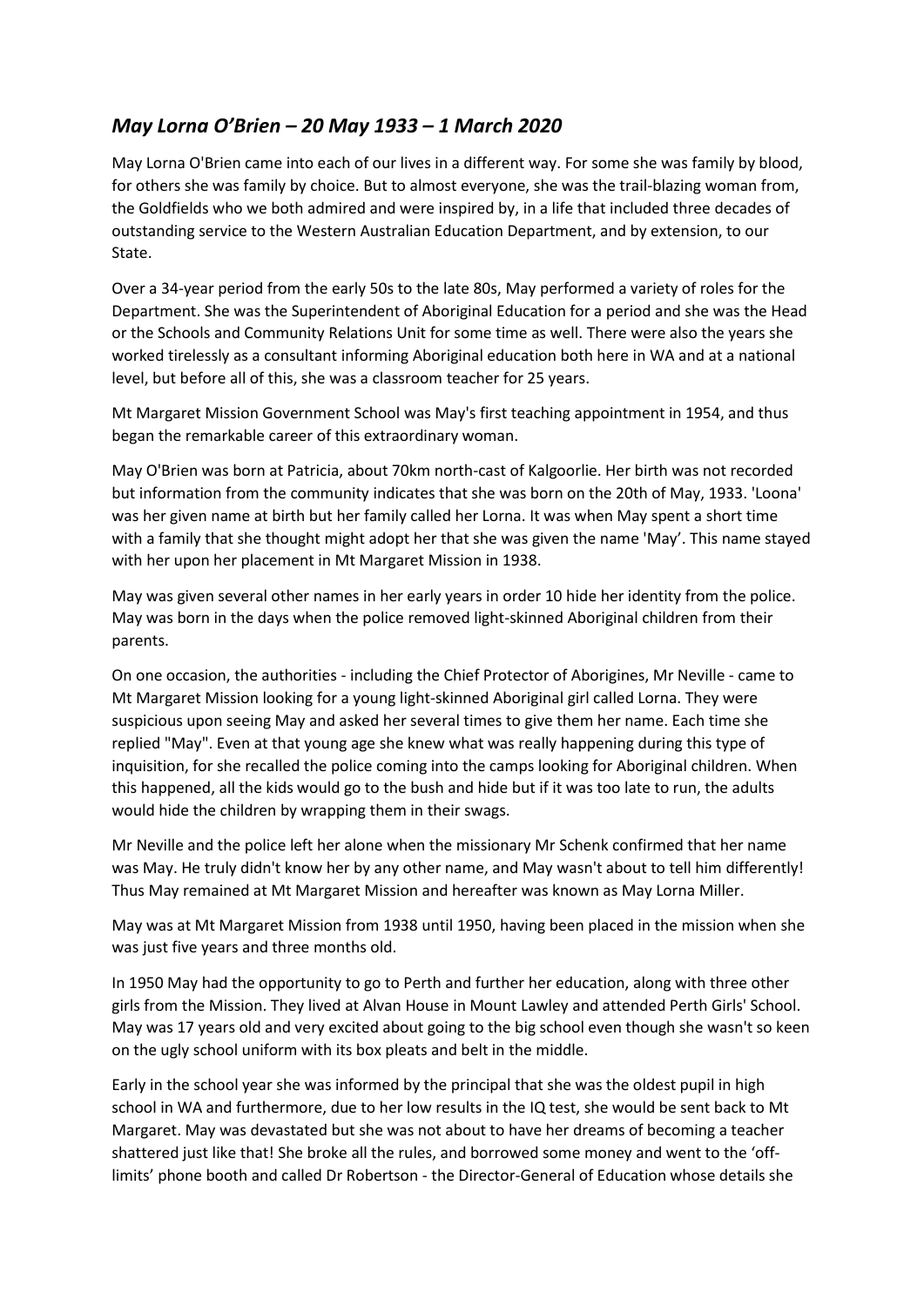## *May Lorna O'Brien – 20 May 1933 – 1 March 2020*

May Lorna O'Brien came into each of our lives in a different way. For some she was family by blood, for others she was family by choice. But to almost everyone, she was the trail-blazing woman from, the Goldfields who we both admired and were inspired by, in a life that included three decades of outstanding service to the Western Australian Education Department, and by extension, to our State.

Over a 34-year period from the early 50s to the late 80s, May performed a variety of roles for the Department. She was the Superintendent of Aboriginal Education for a period and she was the Head or the Schools and Community Relations Unit for some time as well. There were also the years she worked tirelessly as a consultant informing Aboriginal education both here in WA and at a national level, but before all of this, she was a classroom teacher for 25 years.

Mt Margaret Mission Government School was May's first teaching appointment in 1954, and thus began the remarkable career of this extraordinary woman.

May O'Brien was born at Patricia, about 70km north-cast of Kalgoorlie. Her birth was not recorded but information from the community indicates that she was born on the 20th of May, 1933. 'Loona' was her given name at birth but her family called her Lorna. It was when May spent a short time with a family that she thought might adopt her that she was given the name 'May'. This name stayed with her upon her placement in Mt Margaret Mission in 1938.

May was given several other names in her early years in order 10 hide her identity from the police. May was born in the days when the police removed light-skinned Aboriginal children from their parents.

On one occasion, the authorities - including the Chief Protector of Aborigines, Mr Neville - came to Mt Margaret Mission looking for a young light-skinned Aboriginal girl called Lorna. They were suspicious upon seeing May and asked her several times to give them her name. Each time she replied "May". Even at that young age she knew what was really happening during this type of inquisition, for she recalled the police coming into the camps looking for Aboriginal children. When this happened, all the kids would go to the bush and hide but if it was too late to run, the adults would hide the children by wrapping them in their swags.

Mr Neville and the police left her alone when the missionary Mr Schenk confirmed that her name was May. He truly didn't know her by any other name, and May wasn't about to tell him differently! Thus May remained at Mt Margaret Mission and hereafter was known as May Lorna Miller.

May was at Mt Margaret Mission from 1938 until 1950, having been placed in the mission when she was just five years and three months old.

In 1950 May had the opportunity to go to Perth and further her education, along with three other girls from the Mission. They lived at Alvan House in Mount Lawley and attended Perth Girls' School. May was 17 years old and very excited about going to the big school even though she wasn't so keen on the ugly school uniform with its box pleats and belt in the middle.

Early in the school year she was informed by the principal that she was the oldest pupil in high school in WA and furthermore, due to her low results in the IQ test, she would be sent back to Mt Margaret. May was devastated but she was not about to have her dreams of becoming a teacher shattered just like that! She broke all the rules, and borrowed some money and went to the 'off-limits' phone booth and called Dr Robertson - the Director-General of Education whose details she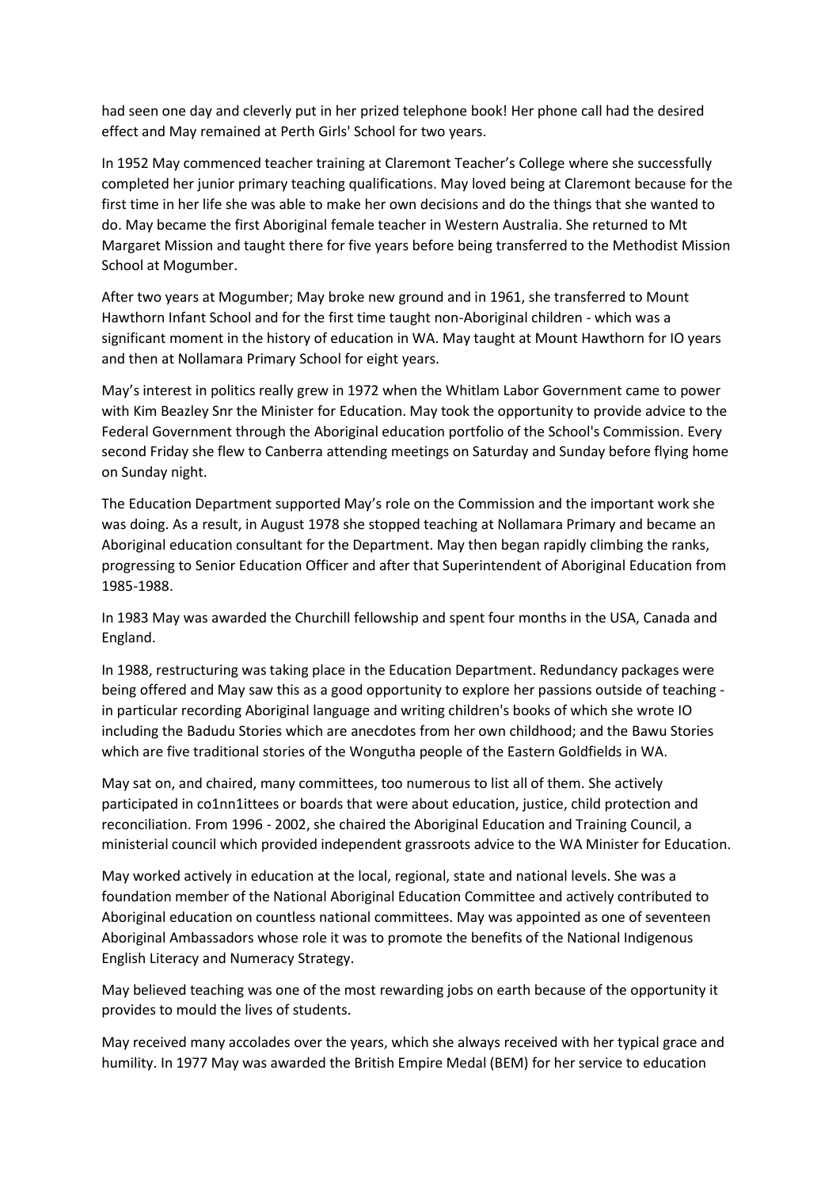had seen one day and cleverly put in her prized telephone book! Her phone call had the desired effect and May remained at Perth Girls' School for two years.

In 1952 May commenced teacher training at Claremont Teacher's College where she successfully completed her junior primary teaching qualifications. May loved being at Claremont because for the first time in her life she was able to make her own decisions and do the things that she wanted to do. May became the first Aboriginal female teacher in Western Australia. She returned to Mt Margaret Mission and taught there for five years before being transferred to the Methodist Mission School at Mogumber.

After two years at Mogumber; May broke new ground and in 1961, she transferred to Mount Hawthorn Infant School and for the first time taught non-Aboriginal children - which was a significant moment in the history of education in WA. May taught at Mount Hawthorn for IO years and then at Nollamara Primary School for eight years.

May's interest in politics really grew in 1972 when the Whitlam Labor Government came to power with Kim Beazley Snr the Minister for Education. May took the opportunity to provide advice to the Federal Government through the Aboriginal education portfolio of the School's Commission. Every second Friday she flew to Canberra attending meetings on Saturday and Sunday before flying home on Sunday night.

The Education Department supported May's role on the Commission and the important work she was doing. As a result, in August 1978 she stopped teaching at Nollamara Primary and became an Aboriginal education consultant for the Department. May then began rapidly climbing the ranks, progressing to Senior Education Officer and after that Superintendent of Aboriginal Education from 1985-1988.

In 1983 May was awarded the Churchill fellowship and spent four months in the USA, Canada and England.

In 1988, restructuring was taking place in the Education Department. Redundancy packages were being offered and May saw this as a good opportunity to explore her passions outside of teaching - in particular recording Aboriginal language and writing children's books of which she wrote IO including the Badudu Stories which are anecdotes from her own childhood; and the Bawu Stories which are five traditional stories of the Wongutha people of the Eastern Goldfields in WA.

May sat on, and chaired, many committees, too numerous to list all of them. She actively participated in co1nn1ittees or boards that were about education, justice, child protection and reconciliation. From 1996 - 2002, she chaired the Aboriginal Education and Training Council, a ministerial council which provided independent grassroots advice to the WA Minister for Education.

May worked actively in education at the local, regional, state and national levels. She was a foundation member of the National Aboriginal Education Committee and actively contributed to Aboriginal education on countless national committees. May was appointed as one of seventeen Aboriginal Ambassadors whose role it was to promote the benefits of the National Indigenous English Literacy and Numeracy Strategy.

May believed teaching was one of the most rewarding jobs on earth because of the opportunity it provides to mould the lives of students.

May received many accolades over the years, which she always received with her typical grace and humility. In 1977 May was awarded the British Empire Medal (BEM) for her service to education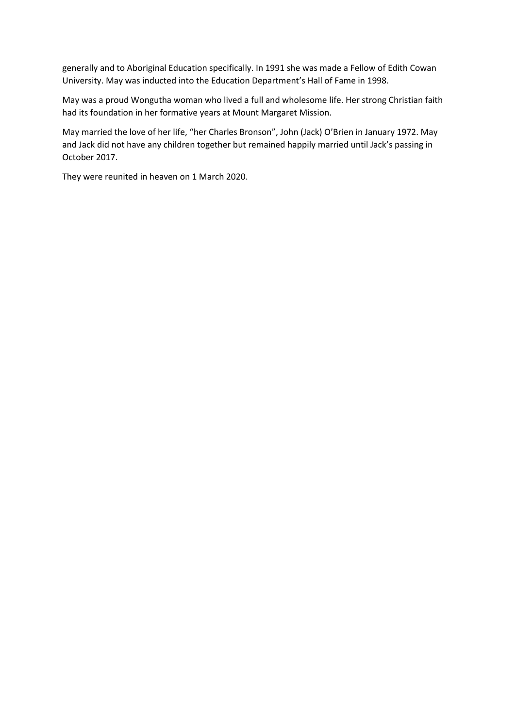generally and to Aboriginal Education specifically. In 1991 she was made a Fellow of Edith Cowan University. May was inducted into the Education Department's Hall of Fame in 1998.

May was a proud Wongutha woman who lived a full and wholesome life. Her strong Christian faith had its foundation in her formative years at Mount Margaret Mission.

May married the love of her life, "her Charles Bronson", John (Jack) O'Brien in January 1972. May and Jack did not have any children together but remained happily married until Jack's passing in October 2017.

They were reunited in heaven on 1 March 2020.